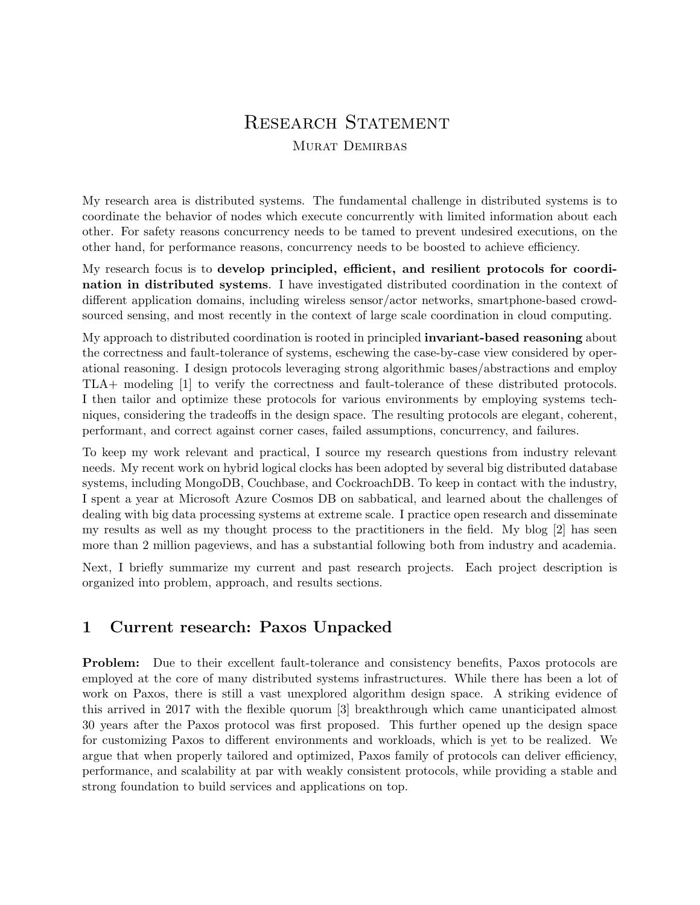# Research Statement

Murat Demirbas

My research area is distributed systems. The fundamental challenge in distributed systems is to coordinate the behavior of nodes which execute concurrently with limited information about each other. For safety reasons concurrency needs to be tamed to prevent undesired executions, on the other hand, for performance reasons, concurrency needs to be boosted to achieve efficiency.

My research focus is to **develop principled, efficient, and resilient protocols for coordination in distributed systems**. I have investigated distributed coordination in the context of different application domains, including wireless sensor/actor networks, smartphone-based crowd-sourced sensing, and most recently in the context of large scale coordination in cloud computing.

My approach to distributed coordination is rooted in principled **invariant-based reasoning** about the correctness and fault-tolerance of systems, eschewing the case-by-case view considered by operational reasoning. I design protocols leveraging strong algorithmic bases/abstractions and employ TLA+ modeling [1] to verify the correctness and fault-tolerance of these distributed protocols. I then tailor and optimize these protocols for various environments by employing systems techniques, considering the tradeoffs in the design space. The resulting protocols are elegant, coherent, performant, and correct against corner cases, failed assumptions, concurrency, and failures.

To keep my work relevant and practical, I source my research questions from industry relevant needs. My recent work on hybrid logical clocks has been adopted by several big distributed database systems, including MongoDB, Couchbase, and CockroachDB. To keep in contact with the industry, I spent a year at Microsoft Azure Cosmos DB on sabbatical, and learned about the challenges of dealing with big data processing systems at extreme scale. I practice open research and disseminate my results as well as my thought process to the practitioners in the field. My blog [2] has seen more than 2 million pageviews, and has a substantial following both from industry and academia.

Next, I briefly summarize my current and past research projects. Each project description is organized into problem, approach, and results sections.

## 1 Current research: Paxos Unpacked

**Problem:** Due to their excellent fault-tolerance and consistency benefits, Paxos protocols are employed at the core of many distributed systems infrastructures. While there has been a lot of work on Paxos, there is still a vast unexplored algorithm design space. A striking evidence of this arrived in 2017 with the flexible quorum [3] breakthrough which came unanticipated almost 30 years after the Paxos protocol was first proposed. This further opened up the design space for customizing Paxos to different environments and workloads, which is yet to be realized. We argue that when properly tailored and optimized, Paxos family of protocols can deliver efficiency, performance, and scalability at par with weakly consistent protocols, while providing a stable and strong foundation to build services and applications on top.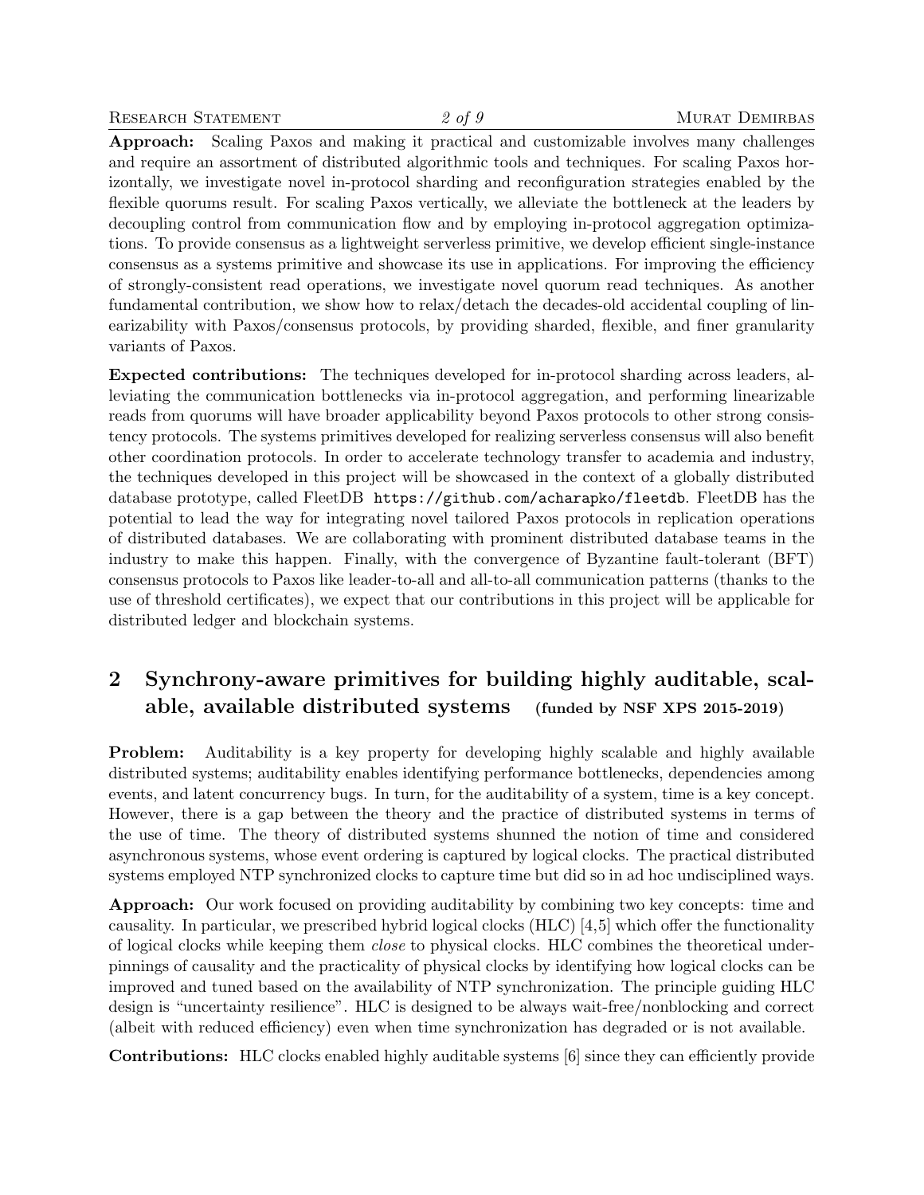**Approach:** Scaling Paxos and making it practical and customizable involves many challenges and require an assortment of distributed algorithmic tools and techniques. For scaling Paxos horizontally, we investigate novel in-protocol sharding and reconfiguration strategies enabled by the flexible quorums result. For scaling Paxos vertically, we alleviate the bottleneck at the leaders by decoupling control from communication flow and by employing in-protocol aggregation optimizations. To provide consensus as a lightweight serverless primitive, we develop efficient single-instance consensus as a systems primitive and showcase its use in applications. For improving the efficiency of strongly-consistent read operations, we investigate novel quorum read techniques. As another fundamental contribution, we show how to relax/detach the decades-old accidental coupling of linearizability with Paxos/consensus protocols, by providing sharded, flexible, and finer granularity variants of Paxos.

**Expected contributions:** The techniques developed for in-protocol sharding across leaders, alleviating the communication bottlenecks via in-protocol aggregation, and performing linearizable reads from quorums will have broader applicability beyond Paxos protocols to other strong consistency protocols. The systems primitives developed for realizing serverless consensus will also benefit other coordination protocols. In order to accelerate technology transfer to academia and industry, the techniques developed in this project will be showcased in the context of a globally distributed database prototype, called FleetDB `https://github.com/acharapko/fleetdb`. FleetDB has the potential to lead the way for integrating novel tailored Paxos protocols in replication operations of distributed databases. We are collaborating with prominent distributed database teams in the industry to make this happen. Finally, with the convergence of Byzantine fault-tolerant (BFT) consensus protocols to Paxos like leader-to-all and all-to-all communication patterns (thanks to the use of threshold certificates), we expect that our contributions in this project will be applicable for distributed ledger and blockchain systems.

## 2 Synchrony-aware primitives for building highly auditable, scalable, available distributed systems (funded by NSF XPS 2015-2019)

**Problem:** Auditability is a key property for developing highly scalable and highly available distributed systems; auditability enables identifying performance bottlenecks, dependencies among events, and latent concurrency bugs. In turn, for the auditability of a system, time is a key concept. However, there is a gap between the theory and the practice of distributed systems in terms of the use of time. The theory of distributed systems shunned the notion of time and considered asynchronous systems, whose event ordering is captured by logical clocks. The practical distributed systems employed NTP synchronized clocks to capture time but did so in ad hoc undisciplined ways.

**Approach:** Our work focused on providing auditability by combining two key concepts: time and causality. In particular, we prescribed hybrid logical clocks (HLC) [4,5] which offer the functionality of logical clocks while keeping them *close* to physical clocks. HLC combines the theoretical underpinnings of causality and the practicality of physical clocks by identifying how logical clocks can be improved and tuned based on the availability of NTP synchronization. The principle guiding HLC design is "uncertainty resilience". HLC is designed to be always wait-free/nonblocking and correct (albeit with reduced efficiency) even when time synchronization has degraded or is not available.

**Contributions:** HLC clocks enabled highly auditable systems [6] since they can efficiently provide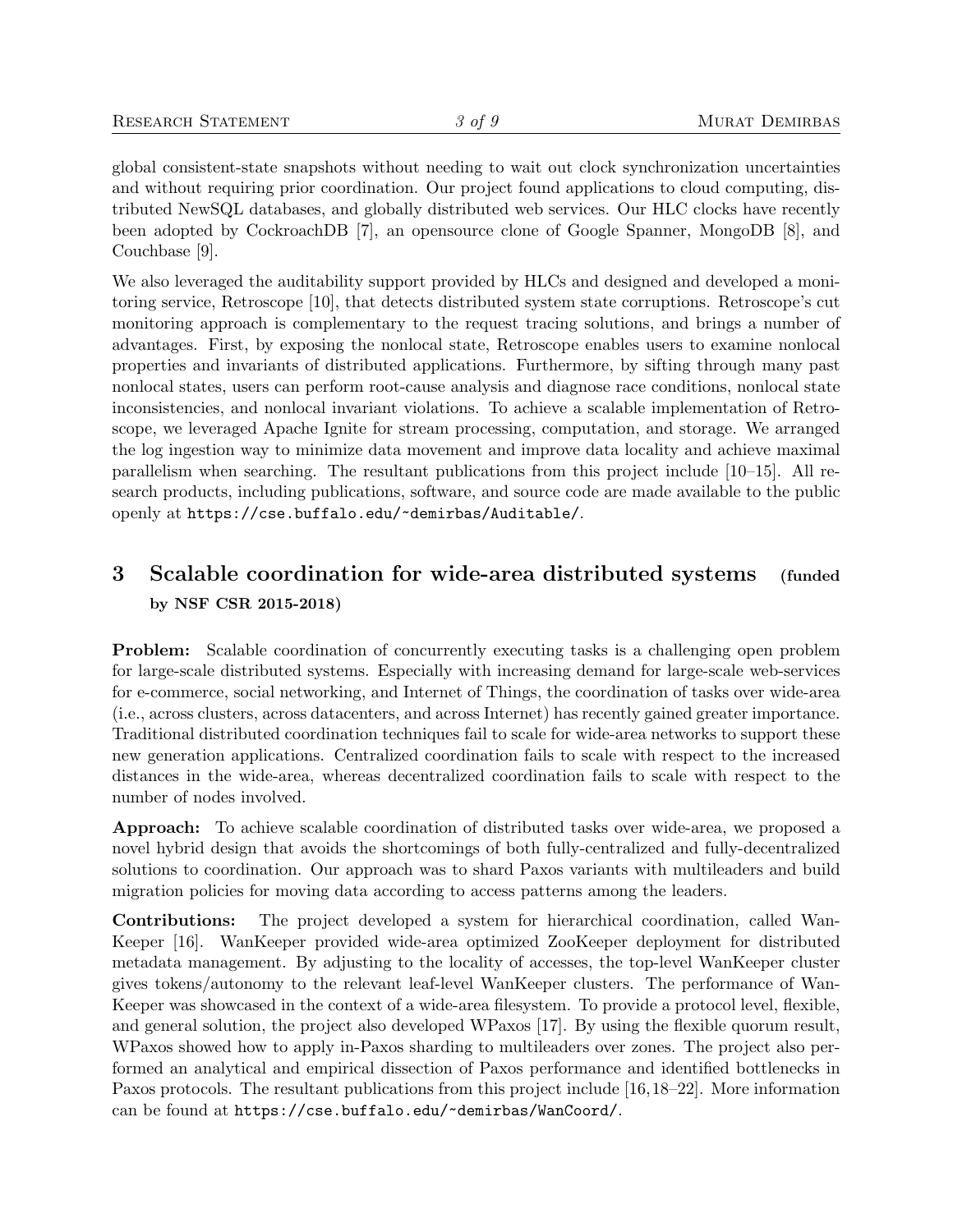global consistent-state snapshots without needing to wait out clock synchronization uncertainties and without requiring prior coordination. Our project found applications to cloud computing, distributed NewSQL databases, and globally distributed web services. Our HLC clocks have recently been adopted by CockroachDB [7], an opensource clone of Google Spanner, MongoDB [8], and Couchbase [9].

We also leveraged the auditability support provided by HLCs and designed and developed a monitoring service, Retroscope [10], that detects distributed system state corruptions. Retroscope's cut monitoring approach is complementary to the request tracing solutions, and brings a number of advantages. First, by exposing the nonlocal state, Retroscope enables users to examine nonlocal properties and invariants of distributed applications. Furthermore, by sifting through many past nonlocal states, users can perform root-cause analysis and diagnose race conditions, nonlocal state inconsistencies, and nonlocal invariant violations. To achieve a scalable implementation of Retroscope, we leveraged Apache Ignite for stream processing, computation, and storage. We arranged the log ingestion way to minimize data movement and improve data locality and achieve maximal parallelism when searching. The resultant publications from this project include [10–15]. All research products, including publications, software, and source code are made available to the public openly at `https://cse.buffalo.edu/~demirbas/Auditable/`.

## 3 Scalable coordination for wide-area distributed systems (funded by NSF CSR 2015-2018)

**Problem:** Scalable coordination of concurrently executing tasks is a challenging open problem for large-scale distributed systems. Especially with increasing demand for large-scale web-services for e-commerce, social networking, and Internet of Things, the coordination of tasks over wide-area (i.e., across clusters, across datacenters, and across Internet) has recently gained greater importance. Traditional distributed coordination techniques fail to scale for wide-area networks to support these new generation applications. Centralized coordination fails to scale with respect to the increased distances in the wide-area, whereas decentralized coordination fails to scale with respect to the number of nodes involved.

**Approach:** To achieve scalable coordination of distributed tasks over wide-area, we proposed a novel hybrid design that avoids the shortcomings of both fully-centralized and fully-decentralized solutions to coordination. Our approach was to shard Paxos variants with multileaders and build migration policies for moving data according to access patterns among the leaders.

**Contributions:** The project developed a system for hierarchical coordination, called WanKeeper [16]. WanKeeper provided wide-area optimized ZooKeeper deployment for distributed metadata management. By adjusting to the locality of accesses, the top-level WanKeeper cluster gives tokens/autonomy to the relevant leaf-level WanKeeper clusters. The performance of WanKeeper was showcased in the context of a wide-area filesystem. To provide a protocol level, flexible, and general solution, the project also developed WPaxos [17]. By using the flexible quorum result, WPaxos showed how to apply in-Paxos sharding to multileaders over zones. The project also performed an analytical and empirical dissection of Paxos performance and identified bottlenecks in Paxos protocols. The resultant publications from this project include [16,18–22]. More information can be found at `https://cse.buffalo.edu/~demirbas/WanCoord/`.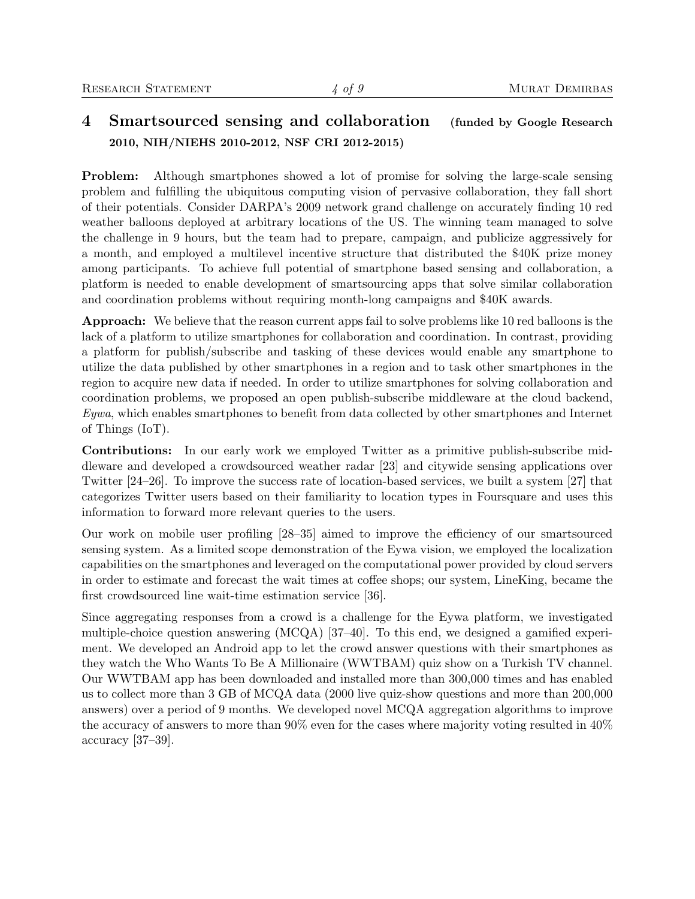## 4 Smartsourced sensing and collaboration (funded by Google Research 2010, NIH/NIEHS 2010-2012, NSF CRI 2012-2015)

**Problem:** Although smartphones showed a lot of promise for solving the large-scale sensing problem and fulfilling the ubiquitous computing vision of pervasive collaboration, they fall short of their potentials. Consider DARPA's 2009 network grand challenge on accurately finding 10 red weather balloons deployed at arbitrary locations of the US. The winning team managed to solve the challenge in 9 hours, but the team had to prepare, campaign, and publicize aggressively for a month, and employed a multilevel incentive structure that distributed the $40K prize money among participants. To achieve full potential of smartphone based sensing and collaboration, a platform is needed to enable development of smartsourcing apps that solve similar collaboration and coordination problems without requiring month-long campaigns and $40K awards.

**Approach:** We believe that the reason current apps fail to solve problems like 10 red balloons is the lack of a platform to utilize smartphones for collaboration and coordination. In contrast, providing a platform for publish/subscribe and tasking of these devices would enable any smartphone to utilize the data published by other smartphones in a region and to task other smartphones in the region to acquire new data if needed. In order to utilize smartphones for solving collaboration and coordination problems, we proposed an open publish-subscribe middleware at the cloud backend, *Eywa*, which enables smartphones to benefit from data collected by other smartphones and Internet of Things (IoT).

**Contributions:** In our early work we employed Twitter as a primitive publish-subscribe middleware and developed a crowdsourced weather radar [23] and citywide sensing applications over Twitter [24–26]. To improve the success rate of location-based services, we built a system [27] that categorizes Twitter users based on their familiarity to location types in Foursquare and uses this information to forward more relevant queries to the users.

Our work on mobile user profiling [28–35] aimed to improve the efficiency of our smartsourced sensing system. As a limited scope demonstration of the Eywa vision, we employed the localization capabilities on the smartphones and leveraged on the computational power provided by cloud servers in order to estimate and forecast the wait times at coffee shops; our system, LineKing, became the first crowdsourced line wait-time estimation service [36].

Since aggregating responses from a crowd is a challenge for the Eywa platform, we investigated multiple-choice question answering (MCQA) [37–40]. To this end, we designed a gamified experiment. We developed an Android app to let the crowd answer questions with their smartphones as they watch the Who Wants To Be A Millionaire (WWTBAM) quiz show on a Turkish TV channel. Our WWTBAM app has been downloaded and installed more than 300,000 times and has enabled us to collect more than 3 GB of MCQA data (2000 live quiz-show questions and more than 200,000 answers) over a period of 9 months. We developed novel MCQA aggregation algorithms to improve the accuracy of answers to more than 90% even for the cases where majority voting resulted in 40% accuracy [37–39].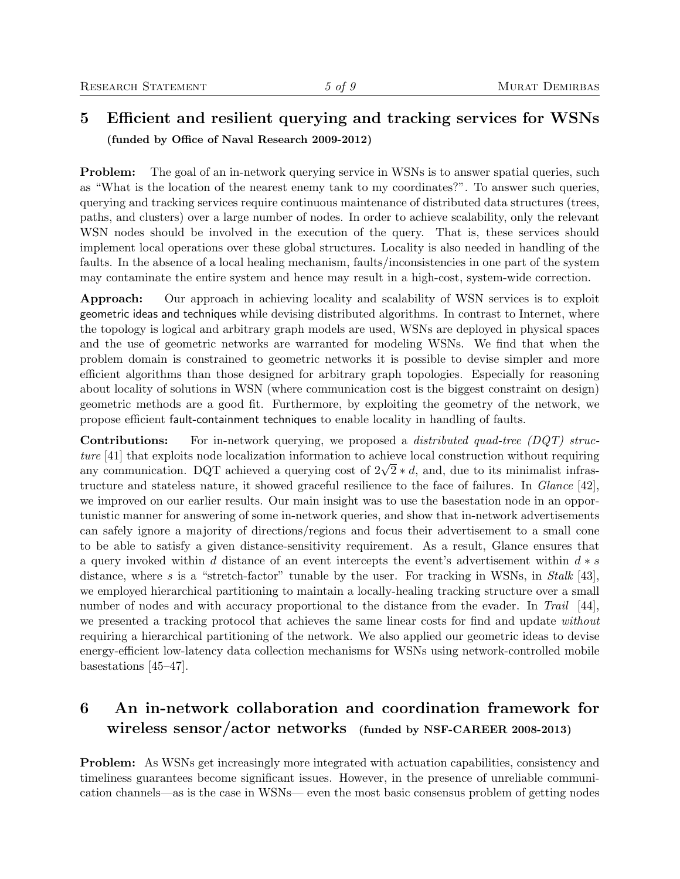## 5 Efficient and resilient querying and tracking services for WSNs

**(funded by Office of Naval Research 2009-2012)**

**Problem:** The goal of an in-network querying service in WSNs is to answer spatial queries, such as "What is the location of the nearest enemy tank to my coordinates?". To answer such queries, querying and tracking services require continuous maintenance of distributed data structures (trees, paths, and clusters) over a large number of nodes. In order to achieve scalability, only the relevant WSN nodes should be involved in the execution of the query. That is, these services should implement local operations over these global structures. Locality is also needed in handling of the faults. In the absence of a local healing mechanism, faults/inconsistencies in one part of the system may contaminate the entire system and hence may result in a high-cost, system-wide correction.

**Approach:** Our approach in achieving locality and scalability of WSN services is to exploit geometric ideas and techniques while devising distributed algorithms. In contrast to Internet, where the topology is logical and arbitrary graph models are used, WSNs are deployed in physical spaces and the use of geometric networks are warranted for modeling WSNs. We find that when the problem domain is constrained to geometric networks it is possible to devise simpler and more efficient algorithms than those designed for arbitrary graph topologies. Especially for reasoning about locality of solutions in WSN (where communication cost is the biggest constraint on design) geometric methods are a good fit. Furthermore, by exploiting the geometry of the network, we propose efficient fault-containment techniques to enable locality in handling of faults.

**Contributions:** For in-network querying, we proposed a *distributed quad-tree (DQT) structure* [41] that exploits node localization information to achieve local construction without requiring any communication. DQT achieved a querying cost of $2\sqrt{2} * d$, and, due to its minimalist infrastructure and stateless nature, it showed graceful resilience to the face of failures. In *Glance* [42], we improved on our earlier results. Our main insight was to use the basestation node in an opportunistic manner for answering of some in-network queries, and show that in-network advertisements can safely ignore a majority of directions/regions and focus their advertisement to a small cone to be able to satisfy a given distance-sensitivity requirement. As a result, Glance ensures that a query invoked within $d$ distance of an event intercepts the event's advertisement within $d * s$ distance, where $s$ is a "stretch-factor" tunable by the user. For tracking in WSNs, in *Stalk* [43], we employed hierarchical partitioning to maintain a locally-healing tracking structure over a small number of nodes and with accuracy proportional to the distance from the evader. In *Trail* [44], we presented a tracking protocol that achieves the same linear costs for find and update *without* requiring a hierarchical partitioning of the network. We also applied our geometric ideas to devise energy-efficient low-latency data collection mechanisms for WSNs using network-controlled mobile basestations [45–47].

## 6 An in-network collaboration and coordination framework for wireless sensor/actor networks (funded by NSF-CAREER 2008-2013)

**Problem:** As WSNs get increasingly more integrated with actuation capabilities, consistency and timeliness guarantees become significant issues. However, in the presence of unreliable communication channels—as is the case in WSNs— even the most basic consensus problem of getting nodes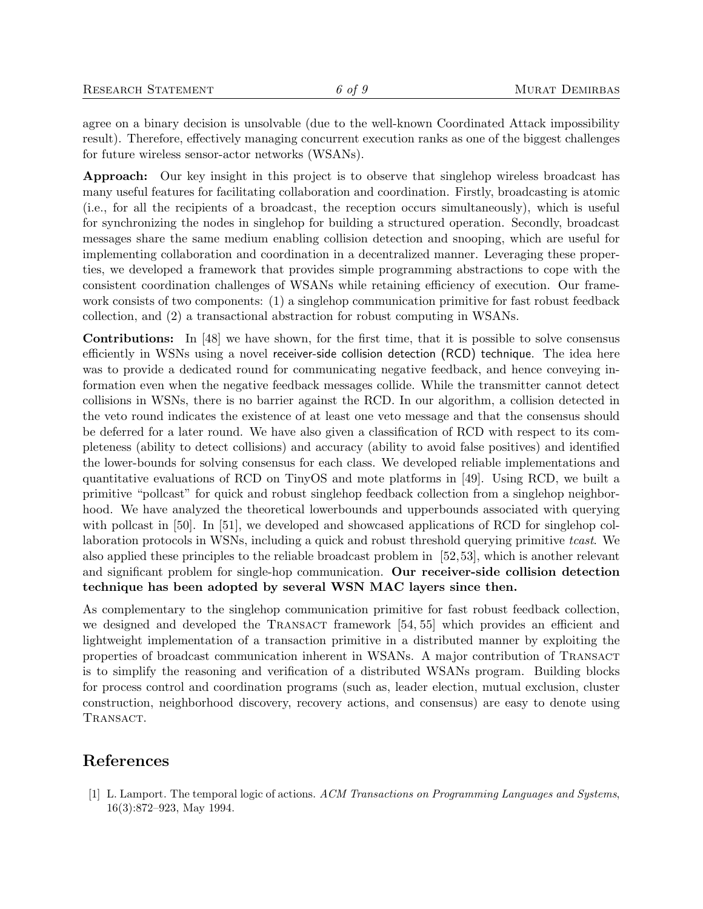agree on a binary decision is unsolvable (due to the well-known Coordinated Attack impossibility result). Therefore, effectively managing concurrent execution ranks as one of the biggest challenges for future wireless sensor-actor networks (WSANs).

**Approach:** Our key insight in this project is to observe that singlehop wireless broadcast has many useful features for facilitating collaboration and coordination. Firstly, broadcasting is atomic (i.e., for all the recipients of a broadcast, the reception occurs simultaneously), which is useful for synchronizing the nodes in singlehop for building a structured operation. Secondly, broadcast messages share the same medium enabling collision detection and snooping, which are useful for implementing collaboration and coordination in a decentralized manner. Leveraging these properties, we developed a framework that provides simple programming abstractions to cope with the consistent coordination challenges of WSANs while retaining efficiency of execution. Our framework consists of two components: (1) a singlehop communication primitive for fast robust feedback collection, and (2) a transactional abstraction for robust computing in WSANs.

**Contributions:** In [48] we have shown, for the first time, that it is possible to solve consensus efficiently in WSNs using a novel receiver-side collision detection (RCD) technique. The idea here was to provide a dedicated round for communicating negative feedback, and hence conveying information even when the negative feedback messages collide. While the transmitter cannot detect collisions in WSNs, there is no barrier against the RCD. In our algorithm, a collision detected in the veto round indicates the existence of at least one veto message and that the consensus should be deferred for a later round. We have also given a classification of RCD with respect to its completeness (ability to detect collisions) and accuracy (ability to avoid false positives) and identified the lower-bounds for solving consensus for each class. We developed reliable implementations and quantitative evaluations of RCD on TinyOS and mote platforms in [49]. Using RCD, we built a primitive "pollcast" for quick and robust singlehop feedback collection from a singlehop neighborhood. We have analyzed the theoretical lowerbounds and upperbounds associated with querying with pollcast in [50]. In [51], we developed and showcased applications of RCD for singlehop collaboration protocols in WSNs, including a quick and robust threshold querying primitive *tcast*. We also applied these principles to the reliable broadcast problem in [52,53], which is another relevant and significant problem for single-hop communication. **Our receiver-side collision detection technique has been adopted by several WSN MAC layers since then.**

As complementary to the singlehop communication primitive for fast robust feedback collection, we designed and developed the TRANSACT framework [54, 55] which provides an efficient and lightweight implementation of a transaction primitive in a distributed manner by exploiting the properties of broadcast communication inherent in WSANs. A major contribution of TRANSACT is to simplify the reasoning and verification of a distributed WSANs program. Building blocks for process control and coordination programs (such as, leader election, mutual exclusion, cluster construction, neighborhood discovery, recovery actions, and consensus) are easy to denote using TRANSACT.

## References

[1] L. Lamport. The temporal logic of actions. *ACM Transactions on Programming Languages and Systems*, 16(3):872–923, May 1994.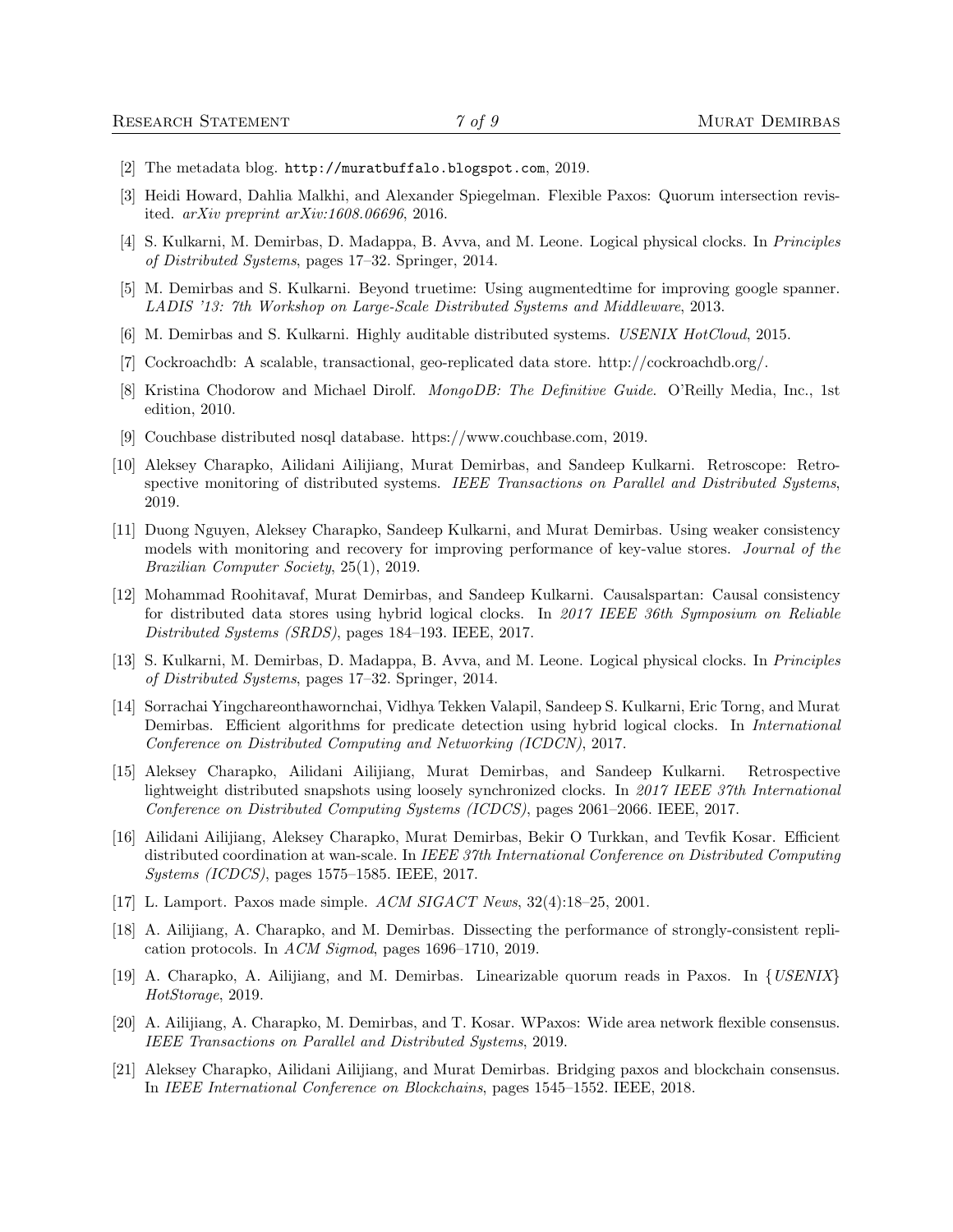[2] The metadata blog. `http://muratbuffalo.blogspot.com`, 2019.

[3] Heidi Howard, Dahlia Malkhi, and Alexander Spiegelman. Flexible Paxos: Quorum intersection revisited. *arXiv preprint arXiv:1608.06696*, 2016.

[4] S. Kulkarni, M. Demirbas, D. Madappa, B. Avva, and M. Leone. Logical physical clocks. In *Principles of Distributed Systems*, pages 17–32. Springer, 2014.

[5] M. Demirbas and S. Kulkarni. Beyond truetime: Using augmentedtime for improving google spanner. *LADIS '13: 7th Workshop on Large-Scale Distributed Systems and Middleware*, 2013.

[6] M. Demirbas and S. Kulkarni. Highly auditable distributed systems. *USENIX HotCloud*, 2015.

[7] Cockroachdb: A scalable, transactional, geo-replicated data store. http://cockroachdb.org/.

[8] Kristina Chodorow and Michael Dirolf. *MongoDB: The Definitive Guide*. O'Reilly Media, Inc., 1st edition, 2010.

[9] Couchbase distributed nosql database. https://www.couchbase.com, 2019.

[10] Aleksey Charapko, Ailidani Ailijiang, Murat Demirbas, and Sandeep Kulkarni. Retroscope: Retrospective monitoring of distributed systems. *IEEE Transactions on Parallel and Distributed Systems*, 2019.

[11] Duong Nguyen, Aleksey Charapko, Sandeep Kulkarni, and Murat Demirbas. Using weaker consistency models with monitoring and recovery for improving performance of key-value stores. *Journal of the Brazilian Computer Society*, 25(1), 2019.

[12] Mohammad Roohitavaf, Murat Demirbas, and Sandeep Kulkarni. Causalspartan: Causal consistency for distributed data stores using hybrid logical clocks. In *2017 IEEE 36th Symposium on Reliable Distributed Systems (SRDS)*, pages 184–193. IEEE, 2017.

[13] S. Kulkarni, M. Demirbas, D. Madappa, B. Avva, and M. Leone. Logical physical clocks. In *Principles of Distributed Systems*, pages 17–32. Springer, 2014.

[14] Sorrachai Yingchareonthawornchai, Vidhya Tekken Valapil, Sandeep S. Kulkarni, Eric Torng, and Murat Demirbas. Efficient algorithms for predicate detection using hybrid logical clocks. In *International Conference on Distributed Computing and Networking (ICDCN)*, 2017.

[15] Aleksey Charapko, Ailidani Ailijiang, Murat Demirbas, and Sandeep Kulkarni. Retrospective lightweight distributed snapshots using loosely synchronized clocks. In *2017 IEEE 37th International Conference on Distributed Computing Systems (ICDCS)*, pages 2061–2066. IEEE, 2017.

[16] Ailidani Ailijiang, Aleksey Charapko, Murat Demirbas, Bekir O Turkkan, and Tevfik Kosar. Efficient distributed coordination at wan-scale. In *IEEE 37th International Conference on Distributed Computing Systems (ICDCS)*, pages 1575–1585. IEEE, 2017.

[17] L. Lamport. Paxos made simple. *ACM SIGACT News*, 32(4):18–25, 2001.

[18] A. Ailijiang, A. Charapko, and M. Demirbas. Dissecting the performance of strongly-consistent replication protocols. In *ACM Sigmod*, pages 1696–1710, 2019.

[19] A. Charapko, A. Ailijiang, and M. Demirbas. Linearizable quorum reads in Paxos. In {*USENIX*} *HotStorage*, 2019.

[20] A. Ailijiang, A. Charapko, M. Demirbas, and T. Kosar. WPaxos: Wide area network flexible consensus. *IEEE Transactions on Parallel and Distributed Systems*, 2019.

[21] Aleksey Charapko, Ailidani Ailijiang, and Murat Demirbas. Bridging paxos and blockchain consensus. In *IEEE International Conference on Blockchains*, pages 1545–1552. IEEE, 2018.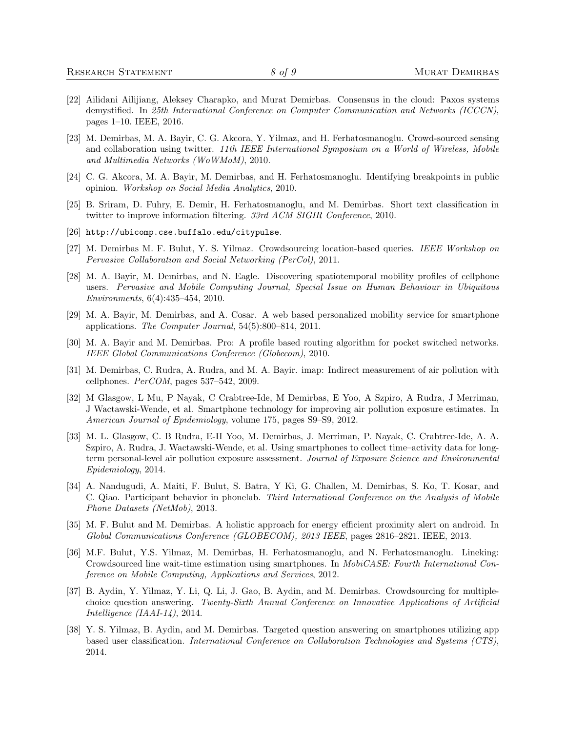[22] Ailidani Ailijiang, Aleksey Charapko, and Murat Demirbas. Consensus in the cloud: Paxos systems demystified. In *25th International Conference on Computer Communication and Networks (ICCCN)*, pages 1–10. IEEE, 2016.

[23] M. Demirbas, M. A. Bayir, C. G. Akcora, Y. Yilmaz, and H. Ferhatosmanoglu. Crowd-sourced sensing and collaboration using twitter. *11th IEEE International Symposium on a World of Wireless, Mobile and Multimedia Networks (WoWMoM)*, 2010.

[24] C. G. Akcora, M. A. Bayir, M. Demirbas, and H. Ferhatosmanoglu. Identifying breakpoints in public opinion. *Workshop on Social Media Analytics*, 2010.

[25] B. Sriram, D. Fuhry, E. Demir, H. Ferhatosmanoglu, and M. Demirbas. Short text classification in twitter to improve information filtering. *33rd ACM SIGIR Conference*, 2010.

[26] `http://ubicomp.cse.buffalo.edu/citypulse`.

[27] M. Demirbas M. F. Bulut, Y. S. Yilmaz. Crowdsourcing location-based queries. *IEEE Workshop on Pervasive Collaboration and Social Networking (PerCol)*, 2011.

[28] M. A. Bayir, M. Demirbas, and N. Eagle. Discovering spatiotemporal mobility profiles of cellphone users. *Pervasive and Mobile Computing Journal, Special Issue on Human Behaviour in Ubiquitous Environments*, 6(4):435–454, 2010.

[29] M. A. Bayir, M. Demirbas, and A. Cosar. A web based personalized mobility service for smartphone applications. *The Computer Journal*, 54(5):800–814, 2011.

[30] M. A. Bayir and M. Demirbas. Pro: A profile based routing algorithm for pocket switched networks. *IEEE Global Communications Conference (Globecom)*, 2010.

[31] M. Demirbas, C. Rudra, A. Rudra, and M. A. Bayir. imap: Indirect measurement of air pollution with cellphones. *PerCOM*, pages 537–542, 2009.

[32] M Glasgow, L Mu, P Nayak, C Crabtree-Ide, M Demirbas, E Yoo, A Szpiro, A Rudra, J Merriman, J Wactawski-Wende, et al. Smartphone technology for improving air pollution exposure estimates. In *American Journal of Epidemiology*, volume 175, pages S9–S9, 2012.

[33] M. L. Glasgow, C. B Rudra, E-H Yoo, M. Demirbas, J. Merriman, P. Nayak, C. Crabtree-Ide, A. A. Szpiro, A. Rudra, J. Wactawski-Wende, et al. Using smartphones to collect time–activity data for long-term personal-level air pollution exposure assessment. *Journal of Exposure Science and Environmental Epidemiology*, 2014.

[34] A. Nandugudi, A. Maiti, F. Bulut, S. Batra, Y Ki, G. Challen, M. Demirbas, S. Ko, T. Kosar, and C. Qiao. Participant behavior in phonelab. *Third International Conference on the Analysis of Mobile Phone Datasets (NetMob)*, 2013.

[35] M. F. Bulut and M. Demirbas. A holistic approach for energy efficient proximity alert on android. In *Global Communications Conference (GLOBECOM), 2013 IEEE*, pages 2816–2821. IEEE, 2013.

[36] M.F. Bulut, Y.S. Yilmaz, M. Demirbas, H. Ferhatosmanoglu, and N. Ferhatosmanoglu. Lineking: Crowdsourced line wait-time estimation using smartphones. In *MobiCASE: Fourth International Conference on Mobile Computing, Applications and Services*, 2012.

[37] B. Aydin, Y. Yilmaz, Y. Li, Q. Li, J. Gao, B. Aydin, and M. Demirbas. Crowdsourcing for multiple-choice question answering. *Twenty-Sixth Annual Conference on Innovative Applications of Artificial Intelligence (IAAI-14)*, 2014.

[38] Y. S. Yilmaz, B. Aydin, and M. Demirbas. Targeted question answering on smartphones utilizing app based user classification. *International Conference on Collaboration Technologies and Systems (CTS)*, 2014.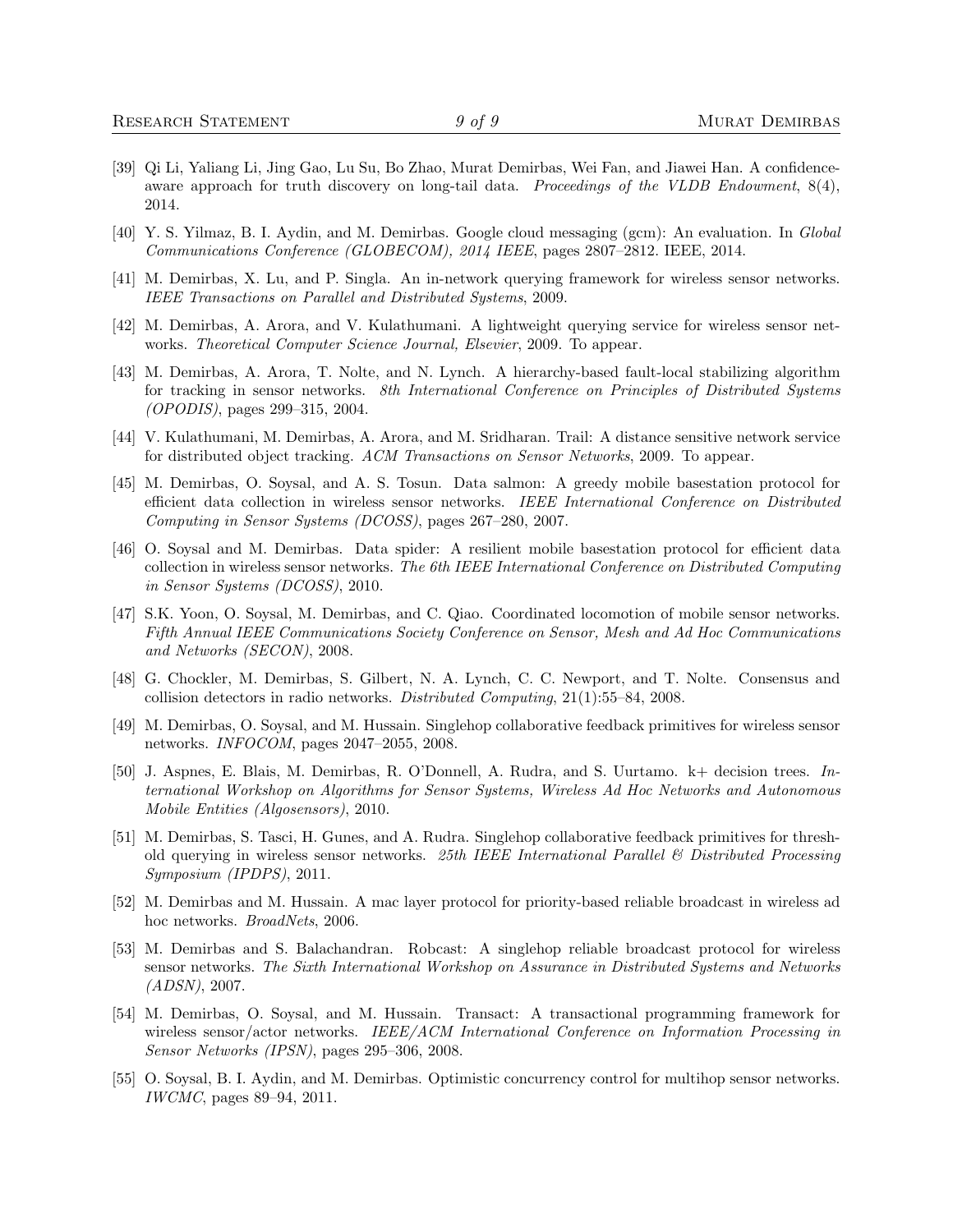[39] Qi Li, Yaliang Li, Jing Gao, Lu Su, Bo Zhao, Murat Demirbas, Wei Fan, and Jiawei Han. A confidence-aware approach for truth discovery on long-tail data. *Proceedings of the VLDB Endowment*, 8(4), 2014.

[40] Y. S. Yilmaz, B. I. Aydin, and M. Demirbas. Google cloud messaging (gcm): An evaluation. In *Global Communications Conference (GLOBECOM), 2014 IEEE*, pages 2807–2812. IEEE, 2014.

[41] M. Demirbas, X. Lu, and P. Singla. An in-network querying framework for wireless sensor networks. *IEEE Transactions on Parallel and Distributed Systems*, 2009.

[42] M. Demirbas, A. Arora, and V. Kulathumani. A lightweight querying service for wireless sensor networks. *Theoretical Computer Science Journal, Elsevier*, 2009. To appear.

[43] M. Demirbas, A. Arora, T. Nolte, and N. Lynch. A hierarchy-based fault-local stabilizing algorithm for tracking in sensor networks. *8th International Conference on Principles of Distributed Systems (OPODIS)*, pages 299–315, 2004.

[44] V. Kulathumani, M. Demirbas, A. Arora, and M. Sridharan. Trail: A distance sensitive network service for distributed object tracking. *ACM Transactions on Sensor Networks*, 2009. To appear.

[45] M. Demirbas, O. Soysal, and A. S. Tosun. Data salmon: A greedy mobile basestation protocol for efficient data collection in wireless sensor networks. *IEEE International Conference on Distributed Computing in Sensor Systems (DCOSS)*, pages 267–280, 2007.

[46] O. Soysal and M. Demirbas. Data spider: A resilient mobile basestation protocol for efficient data collection in wireless sensor networks. *The 6th IEEE International Conference on Distributed Computing in Sensor Systems (DCOSS)*, 2010.

[47] S.K. Yoon, O. Soysal, M. Demirbas, and C. Qiao. Coordinated locomotion of mobile sensor networks. *Fifth Annual IEEE Communications Society Conference on Sensor, Mesh and Ad Hoc Communications and Networks (SECON)*, 2008.

[48] G. Chockler, M. Demirbas, S. Gilbert, N. A. Lynch, C. C. Newport, and T. Nolte. Consensus and collision detectors in radio networks. *Distributed Computing*, 21(1):55–84, 2008.

[49] M. Demirbas, O. Soysal, and M. Hussain. Singlehop collaborative feedback primitives for wireless sensor networks. *INFOCOM*, pages 2047–2055, 2008.

[50] J. Aspnes, E. Blais, M. Demirbas, R. O'Donnell, A. Rudra, and S. Uurtamo. k+ decision trees. *International Workshop on Algorithms for Sensor Systems, Wireless Ad Hoc Networks and Autonomous Mobile Entities (Algosensors)*, 2010.

[51] M. Demirbas, S. Tasci, H. Gunes, and A. Rudra. Singlehop collaborative feedback primitives for threshold querying in wireless sensor networks. *25th IEEE International Parallel & Distributed Processing Symposium (IPDPS)*, 2011.

[52] M. Demirbas and M. Hussain. A mac layer protocol for priority-based reliable broadcast in wireless ad hoc networks. *BroadNets*, 2006.

[53] M. Demirbas and S. Balachandran. Robcast: A singlehop reliable broadcast protocol for wireless sensor networks. *The Sixth International Workshop on Assurance in Distributed Systems and Networks (ADSN)*, 2007.

[54] M. Demirbas, O. Soysal, and M. Hussain. Transact: A transactional programming framework for wireless sensor/actor networks. *IEEE/ACM International Conference on Information Processing in Sensor Networks (IPSN)*, pages 295–306, 2008.

[55] O. Soysal, B. I. Aydin, and M. Demirbas. Optimistic concurrency control for multihop sensor networks. *IWCMC*, pages 89–94, 2011.